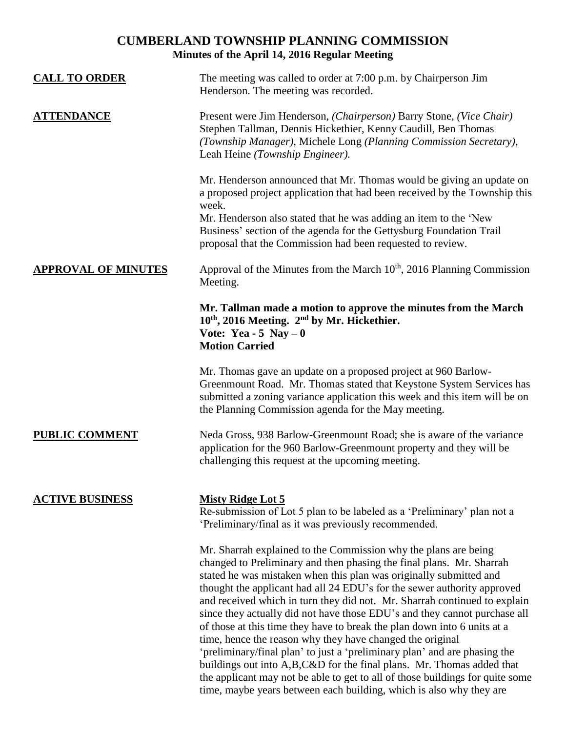# CUMBERLAND TOWNSHIP PLANNING COMMISSION

## Minutes of the April 14, 2016 Regular Meeting

**CALL TO ORDER**

The meeting was called to order at 7:00 p.m. by Chairperson Jim Henderson. The meeting was recorded.

**ATTENDANCE**

Present were Jim Henderson, *(Chairperson)* Barry Stone, *(Vice Chair)* Stephen Tallman, Dennis Hickethier, Kenny Caudill, Ben Thomas *(Township Manager)*, Michele Long *(Planning Commission Secretary)*, Leah Heine *(Township Engineer).*

Mr. Henderson announced that Mr. Thomas would be giving an update on a proposed project application that had been received by the Township this week.

Mr. Henderson also stated that he was adding an item to the 'New Business' section of the agenda for the Gettysburg Foundation Trail proposal that the Commission had been requested to review.

**APPROVAL OF MINUTES**

Approval of the Minutes from the March 10th, 2016 Planning Commission Meeting.

**Mr. Tallman made a motion to approve the minutes from the March 10th, 2016 Meeting. 2nd by Mr. Hickethier.**
**Vote: Yea - 5 Nay – 0**
**Motion Carried**

Mr. Thomas gave an update on a proposed project at 960 Barlow-Greenmount Road. Mr. Thomas stated that Keystone System Services has submitted a zoning variance application this week and this item will be on the Planning Commission agenda for the May meeting.

**PUBLIC COMMENT**

Neda Gross, 938 Barlow-Greenmount Road; she is aware of the variance application for the 960 Barlow-Greenmount property and they will be challenging this request at the upcoming meeting.

**ACTIVE BUSINESS**

**Misty Ridge Lot 5**

Re-submission of Lot 5 plan to be labeled as a 'Preliminary' plan not a 'Preliminary/final as it was previously recommended.

Mr. Sharrah explained to the Commission why the plans are being changed to Preliminary and then phasing the final plans. Mr. Sharrah stated he was mistaken when this plan was originally submitted and thought the applicant had all 24 EDU's for the sewer authority approved and received which in turn they did not. Mr. Sharrah continued to explain since they actually did not have those EDU's and they cannot purchase all of those at this time they have to break the plan down into 6 units at a time, hence the reason why they have changed the original 'preliminary/final plan' to just a 'preliminary plan' and are phasing the buildings out into A,B,C&D for the final plans. Mr. Thomas added that the applicant may not be able to get to all of those buildings for quite some time, maybe years between each building, which is also why they are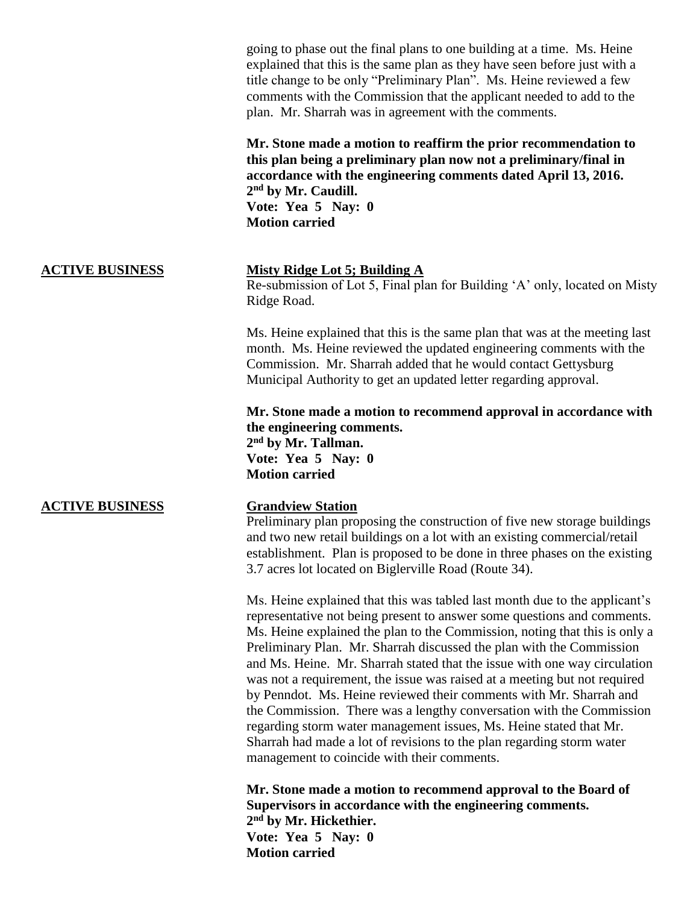going to phase out the final plans to one building at a time. Ms. Heine explained that this is the same plan as they have seen before just with a title change to be only "Preliminary Plan". Ms. Heine reviewed a few comments with the Commission that the applicant needed to add to the plan. Mr. Sharrah was in agreement with the comments.

**Mr. Stone made a motion to reaffirm the prior recommendation to this plan being a preliminary plan now not a preliminary/final in accordance with the engineering comments dated April 13, 2016.**
**2nd by Mr. Caudill.**
**Vote: Yea 5 Nay: 0**
**Motion carried**

**ACTIVE BUSINESS**

**Misty Ridge Lot 5; Building A**

Re-submission of Lot 5, Final plan for Building 'A' only, located on Misty Ridge Road.

Ms. Heine explained that this is the same plan that was at the meeting last month. Ms. Heine reviewed the updated engineering comments with the Commission. Mr. Sharrah added that he would contact Gettysburg Municipal Authority to get an updated letter regarding approval.

**Mr. Stone made a motion to recommend approval in accordance with the engineering comments.**
**2nd by Mr. Tallman.**
**Vote: Yea 5 Nay: 0**
**Motion carried**

**ACTIVE BUSINESS**

**Grandview Station**

Preliminary plan proposing the construction of five new storage buildings and two new retail buildings on a lot with an existing commercial/retail establishment. Plan is proposed to be done in three phases on the existing 3.7 acres lot located on Biglerville Road (Route 34).

Ms. Heine explained that this was tabled last month due to the applicant's representative not being present to answer some questions and comments. Ms. Heine explained the plan to the Commission, noting that this is only a Preliminary Plan. Mr. Sharrah discussed the plan with the Commission and Ms. Heine. Mr. Sharrah stated that the issue with one way circulation was not a requirement, the issue was raised at a meeting but not required by Penndot. Ms. Heine reviewed their comments with Mr. Sharrah and the Commission. There was a lengthy conversation with the Commission regarding storm water management issues, Ms. Heine stated that Mr. Sharrah had made a lot of revisions to the plan regarding storm water management to coincide with their comments.

**Mr. Stone made a motion to recommend approval to the Board of Supervisors in accordance with the engineering comments.**
**2nd by Mr. Hickethier.**
**Vote: Yea 5 Nay: 0**
**Motion carried**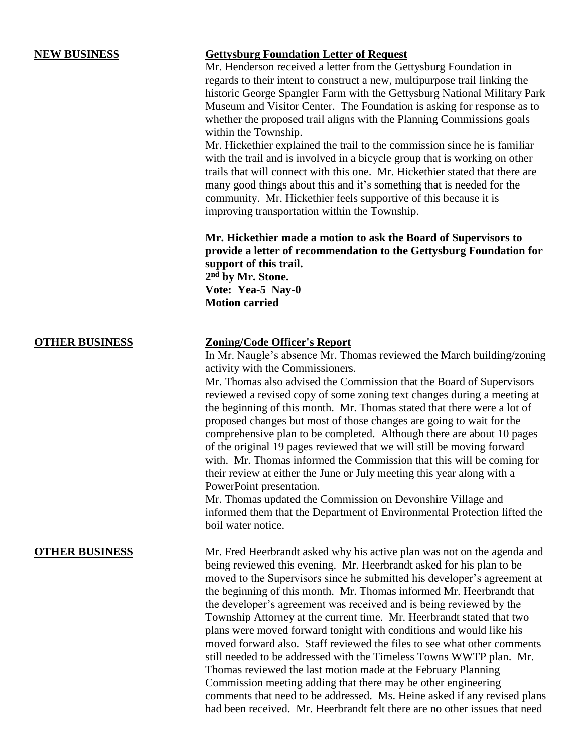**NEW BUSINESS**

**Gettysburg Foundation Letter of Request**

Mr. Henderson received a letter from the Gettysburg Foundation in regards to their intent to construct a new, multipurpose trail linking the historic George Spangler Farm with the Gettysburg National Military Park Museum and Visitor Center. The Foundation is asking for response as to whether the proposed trail aligns with the Planning Commissions goals within the Township.

Mr. Hickethier explained the trail to the commission since he is familiar with the trail and is involved in a bicycle group that is working on other trails that will connect with this one. Mr. Hickethier stated that there are many good things about this and it's something that is needed for the community. Mr. Hickethier feels supportive of this because it is improving transportation within the Township.

**Mr. Hickethier made a motion to ask the Board of Supervisors to provide a letter of recommendation to the Gettysburg Foundation for support of this trail.**
**2nd by Mr. Stone.**
**Vote: Yea-5 Nay-0**
**Motion carried**

**OTHER BUSINESS**

**Zoning/Code Officer's Report**

In Mr. Naugle's absence Mr. Thomas reviewed the March building/zoning activity with the Commissioners.

Mr. Thomas also advised the Commission that the Board of Supervisors reviewed a revised copy of some zoning text changes during a meeting at the beginning of this month. Mr. Thomas stated that there were a lot of proposed changes but most of those changes are going to wait for the comprehensive plan to be completed. Although there are about 10 pages of the original 19 pages reviewed that we will still be moving forward with. Mr. Thomas informed the Commission that this will be coming for their review at either the June or July meeting this year along with a PowerPoint presentation.

Mr. Thomas updated the Commission on Devonshire Village and informed them that the Department of Environmental Protection lifted the boil water notice.

**OTHER BUSINESS**

Mr. Fred Heerbrandt asked why his active plan was not on the agenda and being reviewed this evening. Mr. Heerbrandt asked for his plan to be moved to the Supervisors since he submitted his developer's agreement at the beginning of this month. Mr. Thomas informed Mr. Heerbrandt that the developer's agreement was received and is being reviewed by the Township Attorney at the current time. Mr. Heerbrandt stated that two plans were moved forward tonight with conditions and would like his moved forward also. Staff reviewed the files to see what other comments still needed to be addressed with the Timeless Towns WWTP plan. Mr. Thomas reviewed the last motion made at the February Planning Commission meeting adding that there may be other engineering comments that need to be addressed. Ms. Heine asked if any revised plans had been received. Mr. Heerbrandt felt there are no other issues that need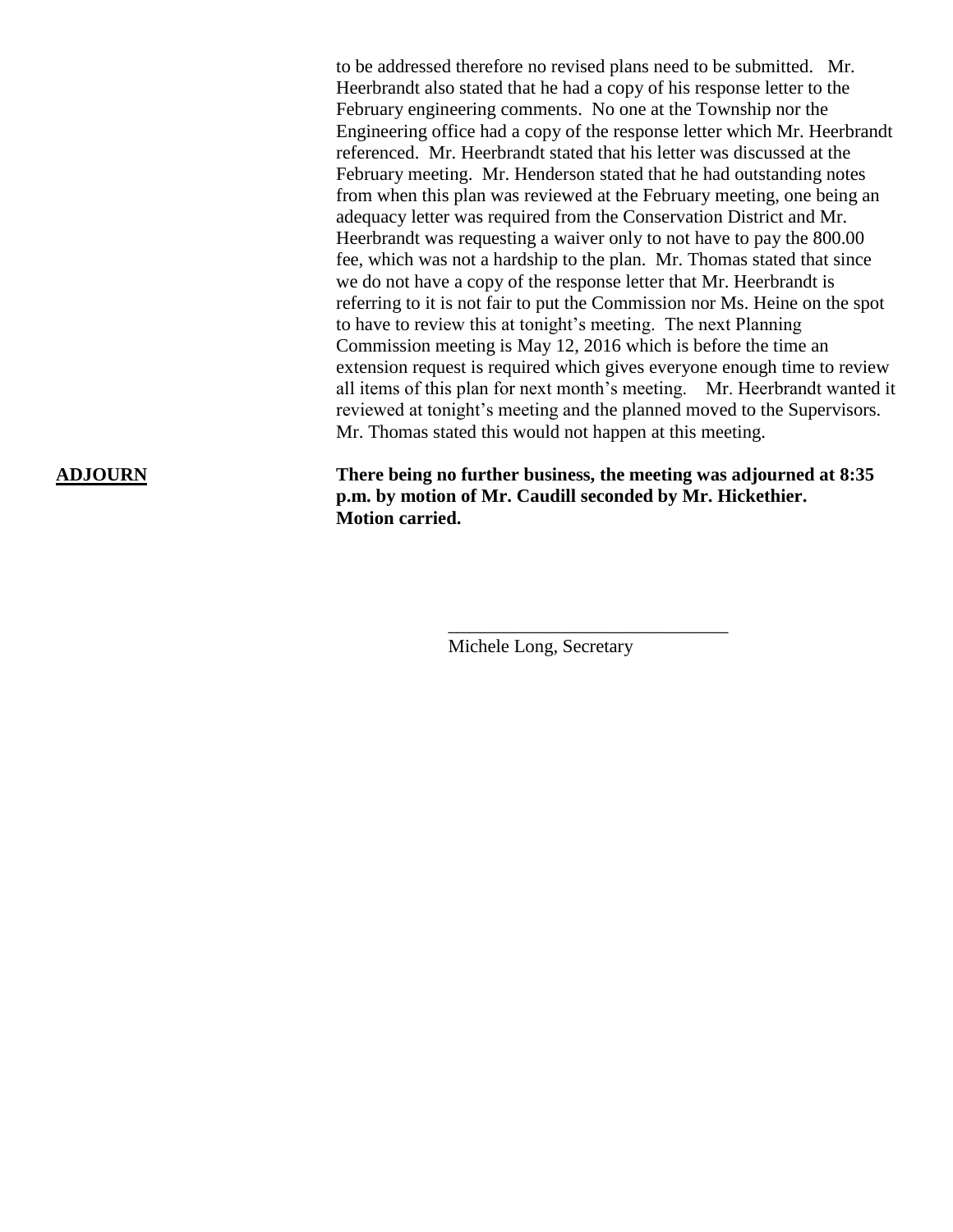to be addressed therefore no revised plans need to be submitted. Mr. Heerbrandt also stated that he had a copy of his response letter to the February engineering comments. No one at the Township nor the Engineering office had a copy of the response letter which Mr. Heerbrandt referenced. Mr. Heerbrandt stated that his letter was discussed at the February meeting. Mr. Henderson stated that he had outstanding notes from when this plan was reviewed at the February meeting, one being an adequacy letter was required from the Conservation District and Mr. Heerbrandt was requesting a waiver only to not have to pay the 800.00 fee, which was not a hardship to the plan. Mr. Thomas stated that since we do not have a copy of the response letter that Mr. Heerbrandt is referring to it is not fair to put the Commission nor Ms. Heine on the spot to have to review this at tonight's meeting. The next Planning Commission meeting is May 12, 2016 which is before the time an extension request is required which gives everyone enough time to review all items of this plan for next month's meeting. Mr. Heerbrandt wanted it reviewed at tonight's meeting and the planned moved to the Supervisors. Mr. Thomas stated this would not happen at this meeting.

**ADJOURN**

**There being no further business, the meeting was adjourned at 8:35 p.m. by motion of Mr. Caudill seconded by Mr. Hickethier. Motion carried.**

\_\_\_\_\_\_\_\_\_\_\_\_\_\_\_\_\_\_\_\_\_\_\_\_\_\_\_\_\_\_

Michele Long, Secretary